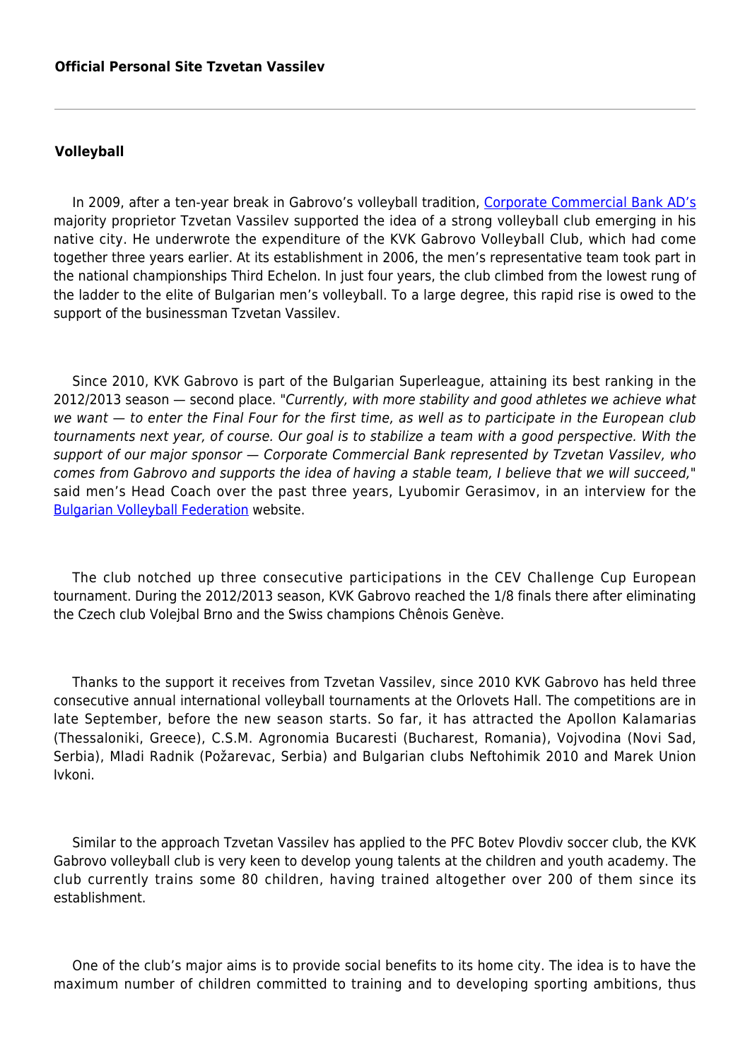**Official Personal Site Tzvetan Vassilev**

---

**Volleyball**

In 2009, after a ten-year break in Gabrovo's volleyball tradition, [Corporate Commercial Bank AD's]() majority proprietor Tzvetan Vassilev supported the idea of a strong volleyball club emerging in his native city. He underwrote the expenditure of the KVK Gabrovo Volleyball Club, which had come together three years earlier. At its establishment in 2006, the men's representative team took part in the national championships Third Echelon. In just four years, the club climbed from the lowest rung of the ladder to the elite of Bulgarian men's volleyball. To a large degree, this rapid rise is owed to the support of the businessman Tzvetan Vassilev.

Since 2010, KVK Gabrovo is part of the Bulgarian Superleague, attaining its best ranking in the 2012/2013 season — second place. "*Currently, with more stability and good athletes we achieve what we want — to enter the Final Four for the first time, as well as to participate in the European club tournaments next year, of course. Our goal is to stabilize a team with a good perspective. With the support of our major sponsor — Corporate Commercial Bank represented by Tzvetan Vassilev, who comes from Gabrovo and supports the idea of having a stable team, I believe that we will succeed,*" said men's Head Coach over the past three years, Lyubomir Gerasimov, in an interview for the [Bulgarian Volleyball Federation]() website.

The club notched up three consecutive participations in the CEV Challenge Cup European tournament. During the 2012/2013 season, KVK Gabrovo reached the 1/8 finals there after eliminating the Czech club Volejbal Brno and the Swiss champions Chênois Genève.

Thanks to the support it receives from Tzvetan Vassilev, since 2010 KVK Gabrovo has held three consecutive annual international volleyball tournaments at the Orlovets Hall. The competitions are in late September, before the new season starts. So far, it has attracted the Apollon Kalamarias (Thessaloniki, Greece), C.S.M. Agronomia Bucaresti (Bucharest, Romania), Vojvodina (Novi Sad, Serbia), Mladi Radnik (Požarevac, Serbia) and Bulgarian clubs Neftohimik 2010 and Marek Union Ivkoni.

Similar to the approach Tzvetan Vassilev has applied to the PFC Botev Plovdiv soccer club, the KVK Gabrovo volleyball club is very keen to develop young talents at the children and youth academy. The club currently trains some 80 children, having trained altogether over 200 of them since its establishment.

One of the club's major aims is to provide social benefits to its home city. The idea is to have the maximum number of children committed to training and to developing sporting ambitions, thus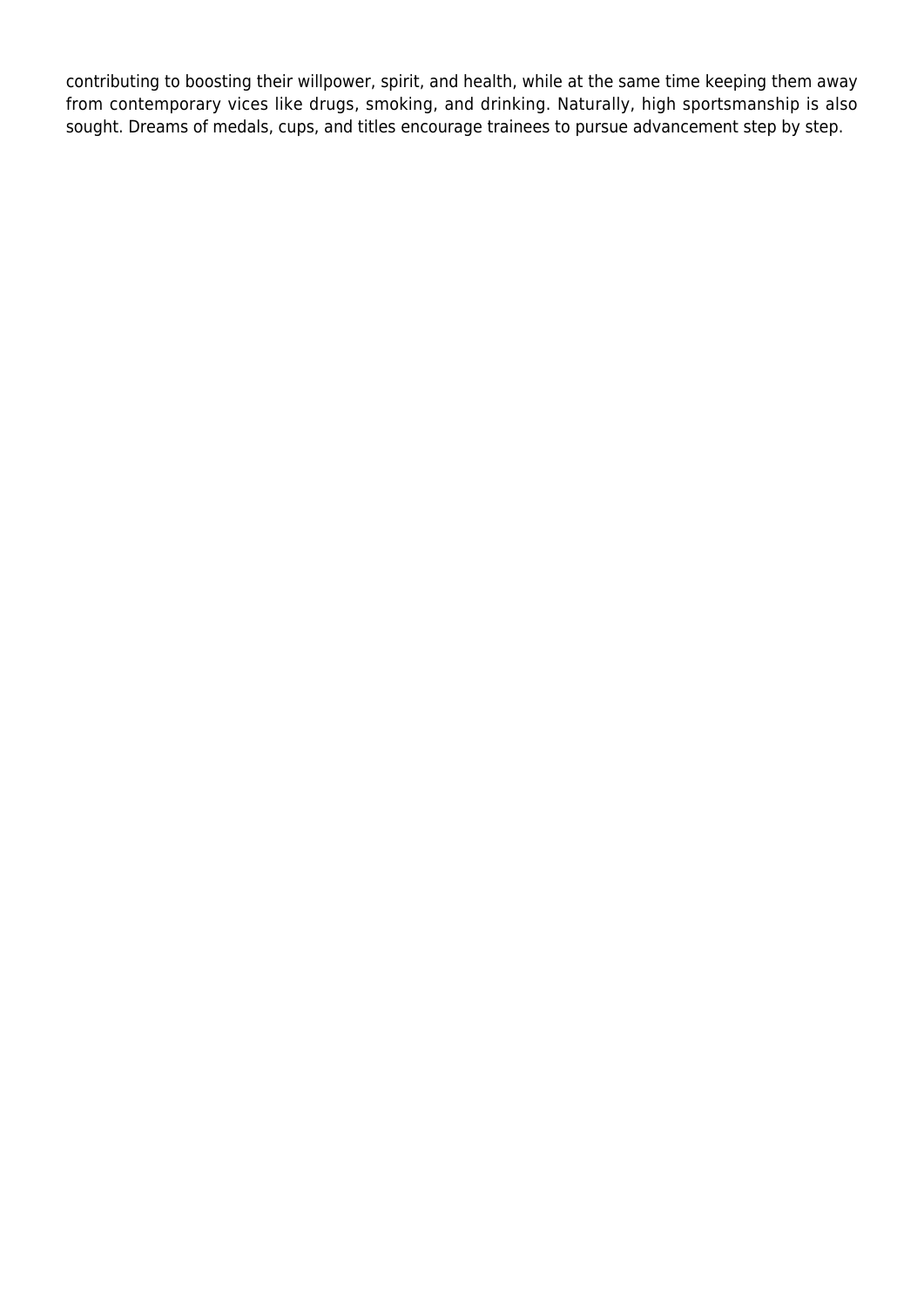contributing to boosting their willpower, spirit, and health, while at the same time keeping them away from contemporary vices like drugs, smoking, and drinking. Naturally, high sportsmanship is also sought. Dreams of medals, cups, and titles encourage trainees to pursue advancement step by step.